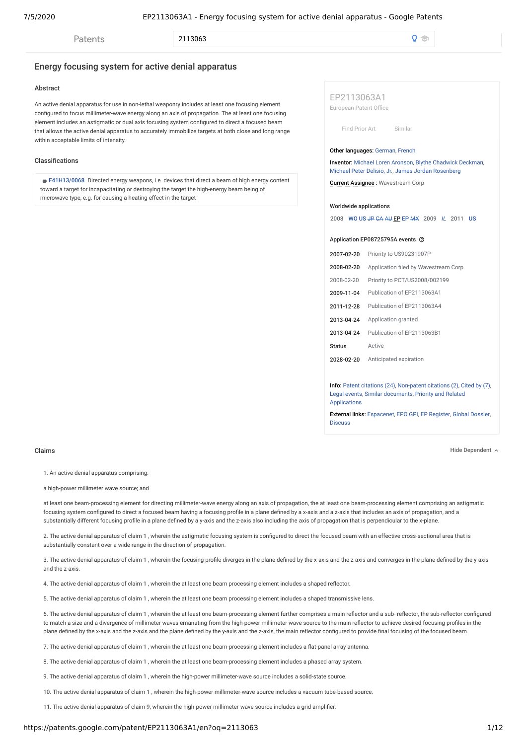# Energy focusing system for active denial apparatus

## Abstract

An active denial apparatus for use in non-lethal weaponry includes at least one focusing element configured to focus millimeter-wave energy along an axis of propagation. The at least one focusing element includes an astigmatic or dual axis focusing system configured to direct a focused beam that allows the active denial apparatus to accurately immobilize targets at both close and long range within acceptable limits of intensity.

## Classifications

F41H13/0068 Directed energy weapons, i.e. devices that direct a beam of high energy content toward a target for incapacitating or destroying the target the high-energy beam being of microwave type, e.g. for causing a heating effect in the target

---

**EP2113063A1**
European Patent Office

Find Prior Art    Similar

**Other languages:** German, French

**Inventor:** Michael Loren Aronson, Blythe Chadwick Deckman, Michael Peter Delisio, Jr., James Jordan Rosenberg

**Current Assignee :** Wavestream Corp

**Worldwide applications**

2008 WO US ~~JP~~ CA ~~AU~~ EP EP ~~MX~~ 2009 *IL* 2011 US

**Application EP08725795A events**

| Date | Event |
| --- | --- |
| 2007-02-20 | Priority to US90231907P |
| 2008-02-20 | Application filed by Wavestream Corp |
| 2008-02-20 | Priority to PCT/US2008/002199 |
| 2009-11-04 | Publication of EP2113063A1 |
| 2011-12-28 | Publication of EP2113063A4 |
| 2013-04-24 | Application granted |
| 2013-04-24 | Publication of EP2113063B1 |
| Status | Active |
| 2028-02-20 | Anticipated expiration |

**Info:** Patent citations (24), Non-patent citations (2), Cited by (7), Legal events, Similar documents, Priority and Related Applications

**External links:** Espacenet, EPO GPI, EP Register, Global Dossier, Discuss

## Claims

Hide Dependent

1. An active denial apparatus comprising:

a high-power millimeter wave source; and

at least one beam-processing element for directing millimeter-wave energy along an axis of propagation, the at least one beam-processing element comprising an astigmatic focusing system configured to direct a focused beam having a focusing profile in a plane defined by a x-axis and a z-axis that includes an axis of propagation, and a substantially different focusing profile in a plane defined by a y-axis and the z-axis also including the axis of propagation that is perpendicular to the x-plane.

2. The active denial apparatus of claim 1 , wherein the astigmatic focusing system is configured to direct the focused beam with an effective cross-sectional area that is substantially constant over a wide range in the direction of propagation.

3. The active denial apparatus of claim 1 , wherein the focusing profile diverges in the plane defined by the x-axis and the z-axis and converges in the plane defined by the y-axis and the z-axis.

4. The active denial apparatus of claim 1 , wherein the at least one beam processing element includes a shaped reflector.

5. The active denial apparatus of claim 1 , wherein the at least one beam processing element includes a shaped transmissive lens.

6. The active denial apparatus of claim 1 , wherein the at least one beam-processing element further comprises a main reflector and a sub- reflector, the sub-reflector configured to match a size and a divergence of millimeter waves emanating from the high-power millimeter wave source to the main reflector to achieve desired focusing profiles in the plane defined by the x-axis and the z-axis and the plane defined by the y-axis and the z-axis, the main reflector configured to provide final focusing of the focused beam.

7. The active denial apparatus of claim 1 , wherein the at least one beam-processing element includes a flat-panel array antenna.

8. The active denial apparatus of claim 1 , wherein the at least one beam-processing element includes a phased array system.

9. The active denial apparatus of claim 1 , wherein the high-power millimeter-wave source includes a solid-state source.

10. The active denial apparatus of claim 1 , wherein the high-power millimeter-wave source includes a vacuum tube-based source.

11. The active denial apparatus of claim 9, wherein the high-power millimeter-wave source includes a grid amplifier.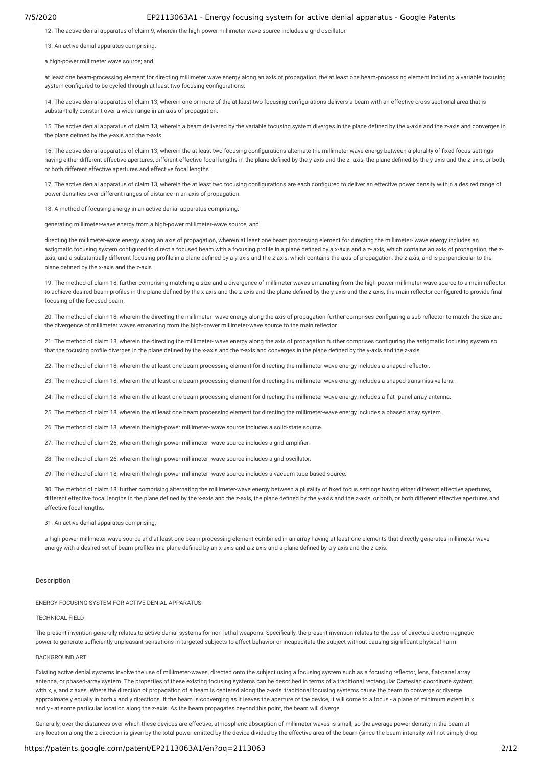12. The active denial apparatus of claim 9, wherein the high-power millimeter-wave source includes a grid oscillator.

13. An active denial apparatus comprising:

a high-power millimeter wave source; and

at least one beam-processing element for directing millimeter wave energy along an axis of propagation, the at least one beam-processing element including a variable focusing system configured to be cycled through at least two focusing configurations.

14. The active denial apparatus of claim 13, wherein one or more of the at least two focusing configurations delivers a beam with an effective cross sectional area that is substantially constant over a wide range in an axis of propagation.

15. The active denial apparatus of claim 13, wherein a beam delivered by the variable focusing system diverges in the plane defined by the x-axis and the z-axis and converges in the plane defined by the y-axis and the z-axis.

16. The active denial apparatus of claim 13, wherein the at least two focusing configurations alternate the millimeter wave energy between a plurality of fixed focus settings having either different effective apertures, different effective focal lengths in the plane defined by the y-axis and the z- axis, the plane defined by the y-axis and the z-axis, or both, or both different effective apertures and effective focal lengths.

17. The active denial apparatus of claim 13, wherein the at least two focusing configurations are each configured to deliver an effective power density within a desired range of power densities over different ranges of distance in an axis of propagation.

18. A method of focusing energy in an active denial apparatus comprising:

generating millimeter-wave energy from a high-power millimeter-wave source; and

directing the millimeter-wave energy along an axis of propagation, wherein at least one beam processing element for directing the millimeter- wave energy includes an astigmatic focusing system configured to direct a focused beam with a focusing profile in a plane defined by a x-axis and a z- axis, which contains an axis of propagation, the z-axis, and a substantially different focusing profile in a plane defined by a y-axis and the z-axis, which contains the axis of propagation, the z-axis, and is perpendicular to the plane defined by the x-axis and the z-axis.

19. The method of claim 18, further comprising matching a size and a divergence of millimeter waves emanating from the high-power millimeter-wave source to a main reflector to achieve desired beam profiles in the plane defined by the x-axis and the z-axis and the plane defined by the y-axis and the z-axis, the main reflector configured to provide final focusing of the focused beam.

20. The method of claim 18, wherein the directing the millimeter- wave energy along the axis of propagation further comprises configuring a sub-reflector to match the size and the divergence of millimeter waves emanating from the high-power millimeter-wave source to the main reflector.

21. The method of claim 18, wherein the directing the millimeter- wave energy along the axis of propagation further comprises configuring the astigmatic focusing system so that the focusing profile diverges in the plane defined by the x-axis and the z-axis and converges in the plane defined by the y-axis and the z-axis.

22. The method of claim 18, wherein the at least one beam processing element for directing the millimeter-wave energy includes a shaped reflector.

23. The method of claim 18, wherein the at least one beam processing element for directing the millimeter-wave energy includes a shaped transmissive lens.

24. The method of claim 18, wherein the at least one beam processing element for directing the millimeter-wave energy includes a flat- panel array antenna.

25. The method of claim 18, wherein the at least one beam processing element for directing the millimeter-wave energy includes a phased array system.

26. The method of claim 18, wherein the high-power millimeter- wave source includes a solid-state source.

27. The method of claim 26, wherein the high-power millimeter- wave source includes a grid amplifier.

28. The method of claim 26, wherein the high-power millimeter- wave source includes a grid oscillator.

29. The method of claim 18, wherein the high-power millimeter- wave source includes a vacuum tube-based source.

30. The method of claim 18, further comprising alternating the millimeter-wave energy between a plurality of fixed focus settings having either different effective apertures, different effective focal lengths in the plane defined by the x-axis and the z-axis, the plane defined by the y-axis and the z-axis, or both, or both different effective apertures and effective focal lengths.

31. An active denial apparatus comprising:

a high power millimeter-wave source and at least one beam processing element combined in an array having at least one elements that directly generates millimeter-wave energy with a desired set of beam profiles in a plane defined by an x-axis and a z-axis and a plane defined by a y-axis and the z-axis.

## Description

ENERGY FOCUSING SYSTEM FOR ACTIVE DENIAL APPARATUS

TECHNICAL FIELD

The present invention generally relates to active denial systems for non-lethal weapons. Specifically, the present invention relates to the use of directed electromagnetic power to generate sufficiently unpleasant sensations in targeted subjects to affect behavior or incapacitate the subject without causing significant physical harm.

BACKGROUND ART

Existing active denial systems involve the use of millimeter-waves, directed onto the subject using a focusing system such as a focusing reflector, lens, flat-panel array antenna, or phased-array system. The properties of these existing focusing systems can be described in terms of a traditional rectangular Cartesian coordinate system, with x, y, and z axes. Where the direction of propagation of a beam is centered along the z-axis, traditional focusing systems cause the beam to converge or diverge approximately equally in both x and y directions. If the beam is converging as it leaves the aperture of the device, it will come to a focus - a plane of minimum extent in x and y - at some particular location along the z-axis. As the beam propagates beyond this point, the beam will diverge.

Generally, over the distances over which these devices are effective, atmospheric absorption of millimeter waves is small, so the average power density in the beam at any location along the z-direction is given by the total power emitted by the device divided by the effective area of the beam (since the beam intensity will not simply drop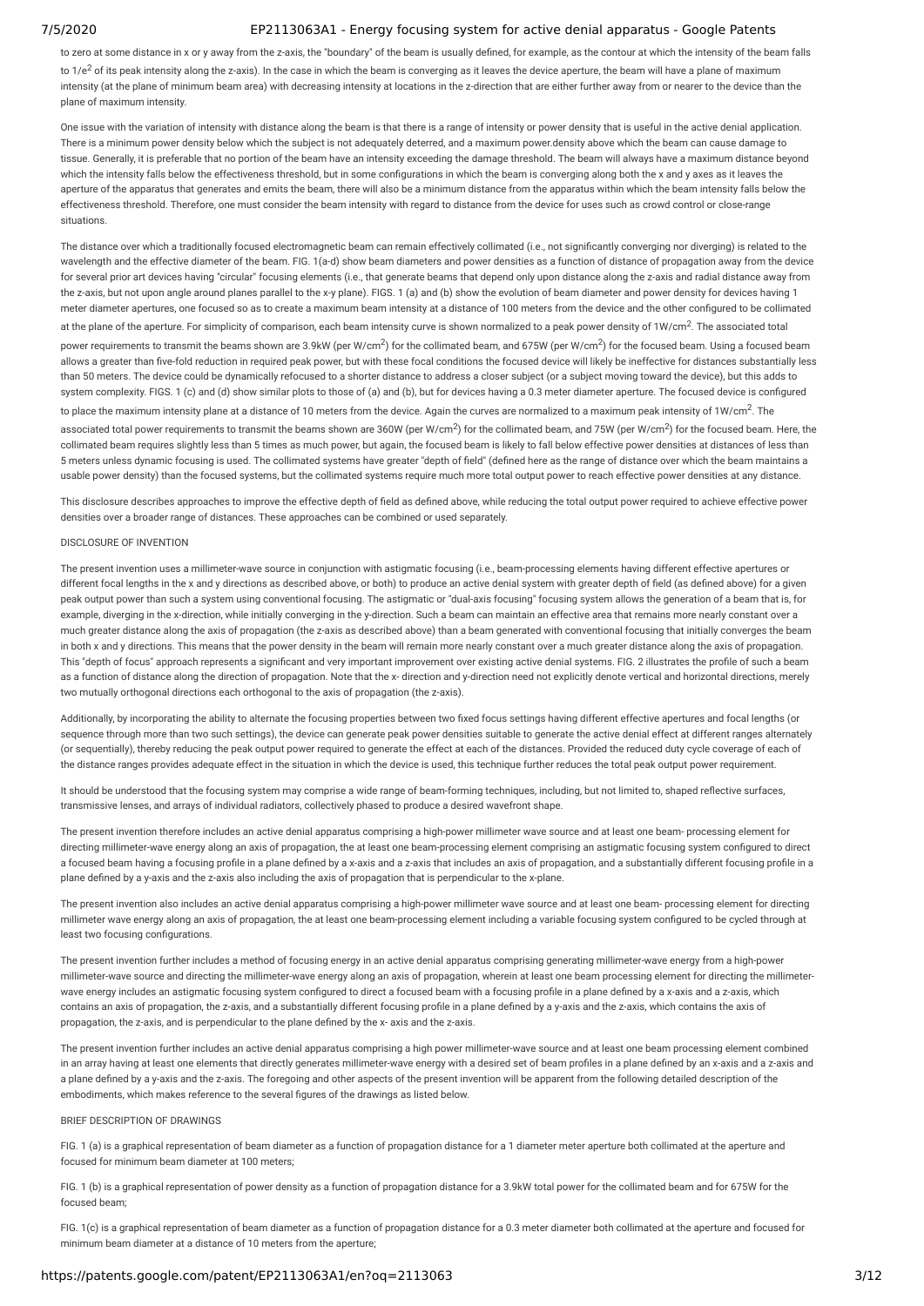to zero at some distance in x or y away from the z-axis, the "boundary" of the beam is usually defined, for example, as the contour at which the intensity of the beam falls to $1/e^2$ of its peak intensity along the z-axis). In the case in which the beam is converging as it leaves the device aperture, the beam will have a plane of maximum intensity (at the plane of minimum beam area) with decreasing intensity at locations in the z-direction that are either further away from or nearer to the device than the plane of maximum intensity.

One issue with the variation of intensity with distance along the beam is that there is a range of intensity or power density that is useful in the active denial application. There is a minimum power density below which the subject is not adequately deterred, and a maximum power.density above which the beam can cause damage to tissue. Generally, it is preferable that no portion of the beam have an intensity exceeding the damage threshold. The beam will always have a maximum distance beyond which the intensity falls below the effectiveness threshold, but in some configurations in which the beam is converging along both the x and y axes as it leaves the aperture of the apparatus that generates and emits the beam, there will also be a minimum distance from the apparatus within which the beam intensity falls below the effectiveness threshold. Therefore, one must consider the beam intensity with regard to distance from the device for uses such as crowd control or close-range situations.

The distance over which a traditionally focused electromagnetic beam can remain effectively collimated (i.e., not significantly converging nor diverging) is related to the wavelength and the effective diameter of the beam. FIG. 1(a-d) show beam diameters and power densities as a function of distance of propagation away from the device for several prior art devices having "circular" focusing elements (i.e., that generate beams that depend only upon distance along the z-axis and radial distance away from the z-axis, but not upon angle around planes parallel to the x-y plane). FIGS. 1 (a) and (b) show the evolution of beam diameter and power density for devices having 1 meter diameter apertures, one focused so as to create a maximum beam intensity at a distance of 100 meters from the device and the other configured to be collimated at the plane of the aperture. For simplicity of comparison, each beam intensity curve is shown normalized to a peak power density of $1W/cm^2$. The associated total power requirements to transmit the beams shown are 3.9kW (per $W/cm^2$) for the collimated beam, and 675W (per $W/cm^2$) for the focused beam. Using a focused beam allows a greater than five-fold reduction in required peak power, but with these focal conditions the focused device will likely be ineffective for distances substantially less than 50 meters. The device could be dynamically refocused to a shorter distance to address a closer subject (or a subject moving toward the device), but this adds to system complexity. FIGS. 1 (c) and (d) show similar plots to those of (a) and (b), but for devices having a 0.3 meter diameter aperture. The focused device is configured to place the maximum intensity plane at a distance of 10 meters from the device. Again the curves are normalized to a maximum peak intensity of $1W/cm^2$. The associated total power requirements to transmit the beams shown are 360W (per $W/cm^2$) for the collimated beam, and 75W (per $W/cm^2$) for the focused beam. Here, the collimated beam requires slightly less than 5 times as much power, but again, the focused beam is likely to fall below effective power densities at distances of less than 5 meters unless dynamic focusing is used. The collimated systems have greater "depth of field" (defined here as the range of distance over which the beam maintains a usable power density) than the focused systems, but the collimated systems require much more total output power to reach effective power densities at any distance.

This disclosure describes approaches to improve the effective depth of field as defined above, while reducing the total output power required to achieve effective power densities over a broader range of distances. These approaches can be combined or used separately.

## DISCLOSURE OF INVENTION

The present invention uses a millimeter-wave source in conjunction with astigmatic focusing (i.e., beam-processing elements having different effective apertures or different focal lengths in the x and y directions as described above, or both) to produce an active denial system with greater depth of field (as defined above) for a given peak output power than such a system using conventional focusing. The astigmatic or "dual-axis focusing" focusing system allows the generation of a beam that is, for example, diverging in the x-direction, while initially converging in the y-direction. Such a beam can maintain an effective area that remains more nearly constant over a much greater distance along the axis of propagation (the z-axis as described above) than a beam generated with conventional focusing that initially converges the beam in both x and y directions. This means that the power density in the beam will remain more nearly constant over a much greater distance along the axis of propagation. This "depth of focus" approach represents a significant and very important improvement over existing active denial systems. FIG. 2 illustrates the profile of such a beam as a function of distance along the direction of propagation. Note that the x- direction and y-direction need not explicitly denote vertical and horizontal directions, merely two mutually orthogonal directions each orthogonal to the axis of propagation (the z-axis).

Additionally, by incorporating the ability to alternate the focusing properties between two fixed focus settings having different effective apertures and focal lengths (or sequence through more than two such settings), the device can generate peak power densities suitable to generate the active denial effect at different ranges alternately (or sequentially), thereby reducing the peak output power required to generate the effect at each of the distances. Provided the reduced duty cycle coverage of each of the distance ranges provides adequate effect in the situation in which the device is used, this technique further reduces the total peak output power requirement.

It should be understood that the focusing system may comprise a wide range of beam-forming techniques, including, but not limited to, shaped reflective surfaces, transmissive lenses, and arrays of individual radiators, collectively phased to produce a desired wavefront shape.

The present invention therefore includes an active denial apparatus comprising a high-power millimeter wave source and at least one beam- processing element for directing millimeter-wave energy along an axis of propagation, the at least one beam-processing element comprising an astigmatic focusing system configured to direct a focused beam having a focusing profile in a plane defined by a x-axis and a z-axis that includes an axis of propagation, and a substantially different focusing profile in a plane defined by a y-axis and the z-axis also including the axis of propagation that is perpendicular to the x-plane.

The present invention also includes an active denial apparatus comprising a high-power millimeter wave source and at least one beam- processing element for directing millimeter wave energy along an axis of propagation, the at least one beam-processing element including a variable focusing system configured to be cycled through at least two focusing configurations.

The present invention further includes a method of focusing energy in an active denial apparatus comprising generating millimeter-wave energy from a high-power millimeter-wave source and directing the millimeter-wave energy along an axis of propagation, wherein at least one beam processing element for directing the millimeter-wave energy includes an astigmatic focusing system configured to direct a focused beam with a focusing profile in a plane defined by a x-axis and a z-axis, which contains an axis of propagation, the z-axis, and a substantially different focusing profile in a plane defined by a y-axis and the z-axis, which contains the axis of propagation, the z-axis, and is perpendicular to the plane defined by the x- axis and the z-axis.

The present invention further includes an active denial apparatus comprising a high power millimeter-wave source and at least one beam processing element combined in an array having at least one elements that directly generates millimeter-wave energy with a desired set of beam profiles in a plane defined by an x-axis and a z-axis and a plane defined by a y-axis and the z-axis. The foregoing and other aspects of the present invention will be apparent from the following detailed description of the embodiments, which makes reference to the several figures of the drawings as listed below.

## BRIEF DESCRIPTION OF DRAWINGS

FIG. 1 (a) is a graphical representation of beam diameter as a function of propagation distance for a 1 diameter meter aperture both collimated at the aperture and focused for minimum beam diameter at 100 meters;

FIG. 1 (b) is a graphical representation of power density as a function of propagation distance for a 3.9kW total power for the collimated beam and for 675W for the focused beam;

FIG. 1(c) is a graphical representation of beam diameter as a function of propagation distance for a 0.3 meter diameter both collimated at the aperture and focused for minimum beam diameter at a distance of 10 meters from the aperture;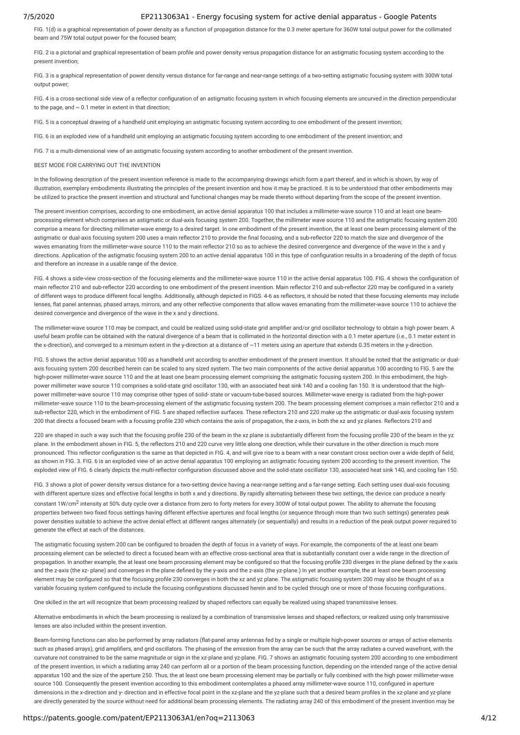FIG. 1(d) is a graphical representation of power density as a function of propagation distance for the 0.3 meter aperture for 360W total output power for the collimated beam and 75W total output power for the focused beam;

FIG. 2 is a pictorial and graphical representation of beam profile and power density versus propagation distance for an astigmatic focusing system according to the present invention;

FIG. 3 is a graphical representation of power density versus distance for far-range and near-range settings of a two-setting astigmatic focusing system with 300W total output power;

FIG. 4 is a cross-sectional side view of a reflector configuration of an astigmatic focusing system in which focusing elements are uncurved in the direction perpendicular to the page, and ~ 0.1 meter in extent in that direction;

FIG. 5 is a conceptual drawing of a handheld unit employing an astigmatic focusing system according to one embodiment of the present invention;

FIG. 6 is an exploded view of a handheld unit employing an astigmatic focusing system according to one embodiment of the present invention; and

FIG. 7 is a multi-dimensional view of an astigmatic focusing system according to another embodiment of the present invention.

BEST MODE FOR CARRYING OUT THE INVENTION

In the following description of the present invention reference is made to the accompanying drawings which form a part thereof, and in which is shown, by way of illustration, exemplary embodiments illustrating the principles of the present invention and how it may be practiced. It is to be understood that other embodiments may be utilized to practice the present invention and structural and functional changes may be made thereto without departing from the scope of the present invention.

The present invention comprises, according to one embodiment, an active denial apparatus 100 that includes a millimeter-wave source 110 and at least one beam-processing element which comprises an astigmatic or dual-axis focusing system 200. Together, the millimeter wave source 110 and the astigmatic focusing system 200 comprise a means for directing millimeter-wave energy to a desired target. In one embodiment of the present invention, the at least one beam processing element of the astigmatic or dual-axis focusing system 200 uses a main reflector 210 to provide the final focusing, and a sub-reflector 220 to match the size and divergence of the waves emanating from the millimeter-wave source 110 to the main reflector 210 so as to achieve the desired convergence and divergence of the wave in the x and y directions. Application of the astigmatic focusing system 200 to an active denial apparatus 100 in this type of configuration results in a broadening of the depth of focus and therefore an increase in a usable range of the device.

FIG. 4 shows a side-view cross-section of the focusing elements and the millimeter-wave source 110 in the active denial apparatus 100. FIG. 4 shows the configuration of main reflector 210 and sub-reflector 220 according to one embodiment of the present invention. Main reflector 210 and sub-reflector 220 may be configured in a variety of different ways to produce different focal lengths. Additionally, although depicted in FIGS. 4-6 as reflectors, it should be noted that these focusing elements may include lenses, flat panel antennas, phased arrays, mirrors, and any other reflective components that allow waves emanating from the millimeter-wave source 110 to achieve the desired convergence and divergence of the wave in the x and y directions.

The millimeter-wave source 110 may be compact, and could be realized using solid-state grid amplifier and/or grid oscillator technology to obtain a high power beam. A useful beam profile can be obtained with the natural divergence of a beam that is collimated in the horizontal direction with a 0.1 meter aperture (i.e., 0.1 meter extent in the x-direction), and converged to a minimum extent in the y-direction at a distance of ~11 meters using an aperture that extends 0.35 meters in the y-direction.

FIG. 5 shows the active denial apparatus 100 as a handheld unit according to another embodiment of the present invention. It should be noted that the astigmatic or dual-axis focusing system 200 described herein can be scaled to any sized system. The two main components of the active denial apparatus 100 according to FIG. 5 are the high-power millimeter-wave source 110 and the at least one beam processing element comprising the astigmatic focusing system 200. In this embodiment, the high-power millimeter wave source 110 comprises a solid-state grid oscillator 130, with an associated heat sink 140 and a cooling fan 150. It is understood that the high-power millimeter-wave source 110 may comprise other types of solid- state or vacuum-tube-based sources. Millimeter-wave energy is radiated from the high-power millimeter-wave source 110 to the beam-processing element of the astigmatic focusing system 200. The beam processing element comprises a main reflector 210 and a sub-reflector 220, which in the embodiment of FIG. 5 are shaped reflective surfaces. These reflectors 210 and 220 make up the astigmatic or dual-axis focusing system 200 that directs a focused beam with a focusing profile 230 which contains the axis of propagation, the z-axis, in both the xz and yz planes. Reflectors 210 and 220 are shaped in such a way such that the focusing profile 230 of the beam in the xz plane is substantially different from the focusing profile 230 of the beam in the yz plane. In the embodiment shown in FIG. 5, the reflectors 210 and 220 curve very little along one direction, while their curvature in the other direction is much more pronounced. This reflector configuration is the same as that depicted in FIG. 4, and will give rise to a beam with a near constant cross section over a wide depth of field, as shown in FIG. 3. FIG. 6 is an exploded view of an active denial apparatus 100 employing an astigmatic focusing system 200 according to the present invention. The exploded view of FIG. 6 clearly depicts the multi-reflector configuration discussed above and the solid-state oscillator 130, associated heat sink 140, and cooling fan 150.

FIG. 3 shows a plot of power density versus distance for a two-setting device having a near-range setting and a far-range setting. Each setting uses dual-axis focusing with different aperture sizes and effective focal lengths in both x and y directions. By rapidly alternating between these two settings, the device can produce a nearly constant 1W/cm$^2$ intensity at 50% duty cycle over a distance from zero to forty meters for every 300W of total output power. The ability to alternate the focusing properties between two fixed focus settings having different effective apertures and focal lengths (or sequence through more than two such settings) generates peak power densities suitable to achieve the active denial effect at different ranges alternately (or sequentially) and results in a reduction of the peak output power required to generate the effect at each of the distances.

The astigmatic focusing system 200 can be configured to broaden the depth of focus in a variety of ways. For example, the components of the at least one beam processing element can be selected to direct a focused beam with an effective cross-sectional area that is substantially constant over a wide range in the direction of propagation. In another example, the at least one beam processing element may be configured so that the focusing profile 230 diverges in the plane defined by the x-axis and the z-axis (the xz- plane) and converges in the plane defined by the y-axis and the z-axis (the yz-plane.) In yet another example, the at least one beam processing element may be configured so that the focusing profile 230 converges in both the xz and yz plane. The astigmatic focusing system 200 may also be thought of as a variable focusing system configured to include the focusing configurations discussed herein and to be cycled through one or more of those focusing configurations.

One skilled in the art will recognize that beam processing realized by shaped reflectors can equally be realized using shaped transmissive lenses.

Alternative embodiments in which the beam processing is realized by a combination of transmissive lenses and shaped reflectors, or realized using only transmissive lenses are also included within the present invention.

Beam-forming functions can also be performed by array radiators (flat-panel array antennas fed by a single or multiple high-power sources or arrays of active elements such as phased arrays), grid amplifiers, and grid oscillators. The phasing of the emission from the array can be such that the array radiates a curved wavefront, with the curvature not constrained to be the same magnitude or sign in the xz-plane and yz-plane. FIG. 7 shows an astigmatic focusing system 200 according to one embodiment of the present invention, in which a radiating array 240 can perform all or a portion of the beam processing function, depending on the intended range of the active denial apparatus 100 and the size of the aperture 250. Thus, the at least one beam processing element may be partially or fully combined with the high power millimeter-wave source 100. Consequently the present invention according to this embodiment contemplates a phased array millimeter-wave source 110, configured in aperture dimensions in the x-direction and y- direction and in effective focal point in the xz-plane and the yz-plane such that a desired beam profiles in the xz-plane and yz-plane are directly generated by the source without need for additional beam processing elements. The radiating array 240 of this embodiment of the present invention may be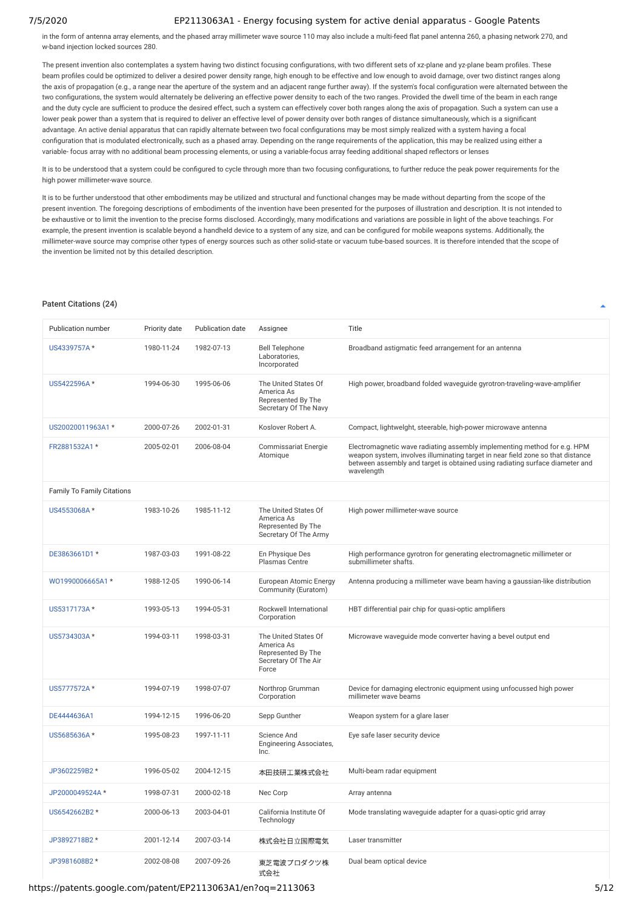in the form of antenna array elements, and the phased array millimeter wave source 110 may also include a multi-feed flat panel antenna 260, a phasing network 270, and w-band injection locked sources 280.

The present invention also contemplates a system having two distinct focusing configurations, with two different sets of xz-plane and yz-plane beam profiles. These beam profiles could be optimized to deliver a desired power density range, high enough to be effective and low enough to avoid damage, over two distinct ranges along the axis of propagation (e.g., a range near the aperture of the system and an adjacent range further away). If the system's focal configuration were alternated between the two configurations, the system would alternately be delivering an effective power density to each of the two ranges. Provided the dwell time of the beam in each range and the duty cycle are sufficient to produce the desired effect, such a system can effectively cover both ranges along the axis of propagation. Such a system can use a lower peak power than a system that is required to deliver an effective level of power density over both ranges of distance simultaneously, which is a significant advantage. An active denial apparatus that can rapidly alternate between two focal configurations may be most simply realized with a system having a focal configuration that is modulated electronically, such as a phased array. Depending on the range requirements of the application, this may be realized using either a variable- focus array with no additional beam processing elements, or using a variable-focus array feeding additional shaped reflectors or lenses

It is to be understood that a system could be configured to cycle through more than two focusing configurations, to further reduce the peak power requirements for the high power millimeter-wave source.

It is to be further understood that other embodiments may be utilized and structural and functional changes may be made without departing from the scope of the present invention. The foregoing descriptions of embodiments of the invention have been presented for the purposes of illustration and description. It is not intended to be exhaustive or to limit the invention to the precise forms disclosed. Accordingly, many modifications and variations are possible in light of the above teachings. For example, the present invention is scalable beyond a handheld device to a system of any size, and can be configured for mobile weapons systems. Additionally, the millimeter-wave source may comprise other types of energy sources such as other solid-state or vacuum tube-based sources. It is therefore intended that the scope of the invention be limited not by this detailed description.

## Patent Citations (24)

| Publication number | Priority date | Publication date | Assignee | Title |
|---|---|---|---|---|
| US4339757A * | 1980-11-24 | 1982-07-13 | Bell Telephone Laboratories, Incorporated | Broadband astigmatic feed arrangement for an antenna |
| US5422596A * | 1994-06-30 | 1995-06-06 | The United States Of America As Represented By The Secretary Of The Navy | High power, broadband folded waveguide gyrotron-traveling-wave-amplifier |
| US20020011963A1 * | 2000-07-26 | 2002-01-31 | Koslover Robert A. | Compact, lightweight, steerable, high-power microwave antenna |
| FR2881532A1 * | 2005-02-01 | 2006-08-04 | Commissariat Energie Atomique | Electromagnetic wave radiating assembly implementing method for e.g. HPM weapon system, involves illuminating target in near field zone so that distance between assembly and target is obtained using radiating surface diameter and wavelength |
| Family To Family Citations | | | | |
| US4553068A * | 1983-10-26 | 1985-11-12 | The United States Of America As Represented By The Secretary Of The Army | High power millimeter-wave source |
| DE3863661D1 * | 1987-03-03 | 1991-08-22 | En Physique Des Plasmas Centre | High performance gyrotron for generating electromagnetic millimeter or submillimeter shafts. |
| WO1990006665A1 * | 1988-12-05 | 1990-06-14 | European Atomic Energy Community (Euratom) | Antenna producing a millimeter wave beam having a gaussian-like distribution |
| US5317173A * | 1993-05-13 | 1994-05-31 | Rockwell International Corporation | HBT differential pair chip for quasi-optic amplifiers |
| US5734303A * | 1994-03-11 | 1998-03-31 | The United States Of America As Represented By The Secretary Of The Air Force | Microwave waveguide mode converter having a bevel output end |
| US5777572A * | 1994-07-19 | 1998-07-07 | Northrop Grumman Corporation | Device for damaging electronic equipment using unfocussed high power millimeter wave beams |
| DE4444636A1 | 1994-12-15 | 1996-06-20 | Sepp Gunther | Weapon system for a glare laser |
| US5685636A * | 1995-08-23 | 1997-11-11 | Science And Engineering Associates, Inc. | Eye safe laser security device |
| JP3602259B2 * | 1996-05-02 | 2004-12-15 | 本田技研工業株式会社 | Multi-beam radar equipment |
| JP2000049524A * | 1998-07-31 | 2000-02-18 | Nec Corp | Array antenna |
| US6542662B2 * | 2000-06-13 | 2003-04-01 | California Institute Of Technology | Mode translating waveguide adapter for a quasi-optic grid array |
| JP3892718B2 * | 2001-12-14 | 2007-03-14 | 株式会社日立国際電気 | Laser transmitter |
| JP3981608B2 * | 2002-08-08 | 2007-09-26 | 東芝電波プロダクツ株式会社 | Dual beam optical device |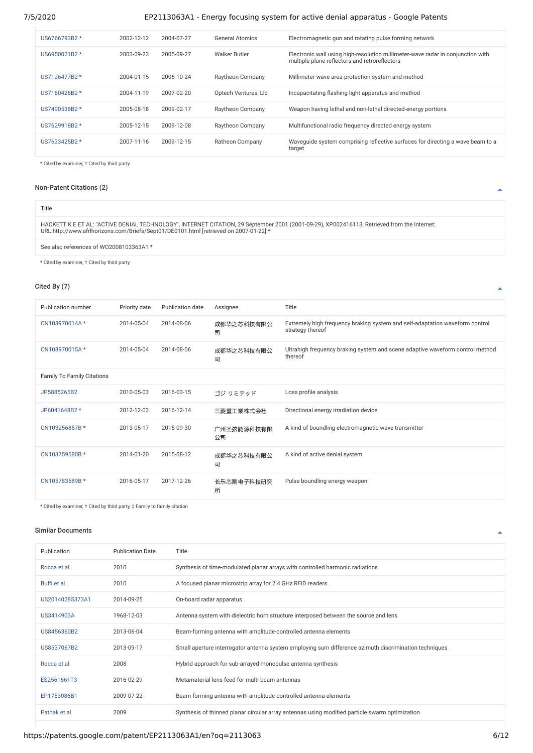| | | | | |
|---|---|---|---|---|
| US6766793B2 * | 2002-12-12 | 2004-07-27 | General Atomics | Electromagnetic gun and rotating pulse forming network |
| US6950021B2 * | 2003-09-23 | 2005-09-27 | Walker Butler | Electronic wall using high-resolution millimeter-wave radar in conjunction with multiple plane reflectors and retroreflectors |
| US7126477B2 * | 2004-01-15 | 2006-10-24 | Raytheon Company | Millimeter-wave area-protection system and method |
| US7180426B2 * | 2004-11-19 | 2007-02-20 | Optech Ventures, Llc | Incapacitating flashing light apparatus and method |
| US7490538B2 * | 2005-08-18 | 2009-02-17 | Raytheon Company | Weapon having lethal and non-lethal directed-energy portions |
| US7629918B2 * | 2005-12-15 | 2009-12-08 | Raytheon Company | Multifunctional radio frequency directed energy system |
| US7633425B2 * | 2007-11-16 | 2009-12-15 | Ratheon Company | Waveguide system comprising reflective surfaces for directing a wave beam to a target |

* Cited by examiner, † Cited by third party

## Non-Patent Citations (2)

| Title |
|---|
| HACKETT K E ET AL: "ACTIVE DENIAL TECHNOLOGY", INTERNET CITATION, 29 September 2001 (2001-09-29), XP002416113, Retrieved from the Internet: URL:http://www.afrlhorizons.com/Briefs/Sept01/DE0101.html [retrieved on 2007-01-22] * |
| See also references of WO2008103363A1 * |

* Cited by examiner, † Cited by third party

## Cited By (7)

| Publication number | Priority date | Publication date | Assignee | Title |
|---|---|---|---|---|
| CN103970014A * | 2014-05-04 | 2014-08-06 | 成都华之芯科技有限公司 | Extremely high frequency braking system and self-adaptation waveform control strategy thereof |
| CN103970015A * | 2014-05-04 | 2014-08-06 | 成都华之芯科技有限公司 | Ultrahigh frequency braking system and scene adaptive waveform control method thereof |
| Family To Family Citations | | | | |
| JP5885265B2 | 2010-05-03 | 2016-03-15 | ゴジ リミテッド | Loss profile analysis |
| JP6041648B2 * | 2012-12-03 | 2016-12-14 | 三菱重工業株式会社 | Directional energy irradiation device |
| CN103256857B * | 2013-05-17 | 2015-09-30 | 广州圣弦能源科技有限公司 | A kind of boundling electromagnetic wave transmitter |
| CN103759580B * | 2014-01-20 | 2015-08-12 | 成都华之芯科技有限公司 | A kind of active denial system |
| CN105783589B * | 2016-05-17 | 2017-12-26 | 长乐芯聚电子科技研究所 | Pulse boundling energy weapon |

* Cited by examiner, † Cited by third party, ‡ Family to family citation

## Similar Documents

| Publication | Publication Date | Title |
|---|---|---|
| Rocca et al. | 2010 | Synthesis of time-modulated planar arrays with controlled harmonic radiations |
| Buffi et al. | 2010 | A focused planar microstrip array for 2.4 GHz RFID readers |
| US20140285373A1 | 2014-09-25 | On-board radar apparatus |
| US3414903A | 1968-12-03 | Antenna system with dielectric horn structure interposed between the source and lens |
| US8456360B2 | 2013-06-04 | Beam-forming antenna with amplitude-controlled antenna elements |
| US8537067B2 | 2013-09-17 | Small aperture interrogator antenna system employing sum difference azimuth discrimination techniques |
| Rocca et al. | 2008 | Hybrid approach for sub-arrayed monopulse antenna synthesis |
| ES2561661T3 | 2016-02-29 | Metamaterial lens feed for multi-beam antennas |
| EP1753086B1 | 2009-07-22 | Beam-forming antenna with amplitude-controlled antenna elements |
| Pathak et al. | 2009 | Synthesis of thinned planar circular array antennas using modified particle swarm optimization |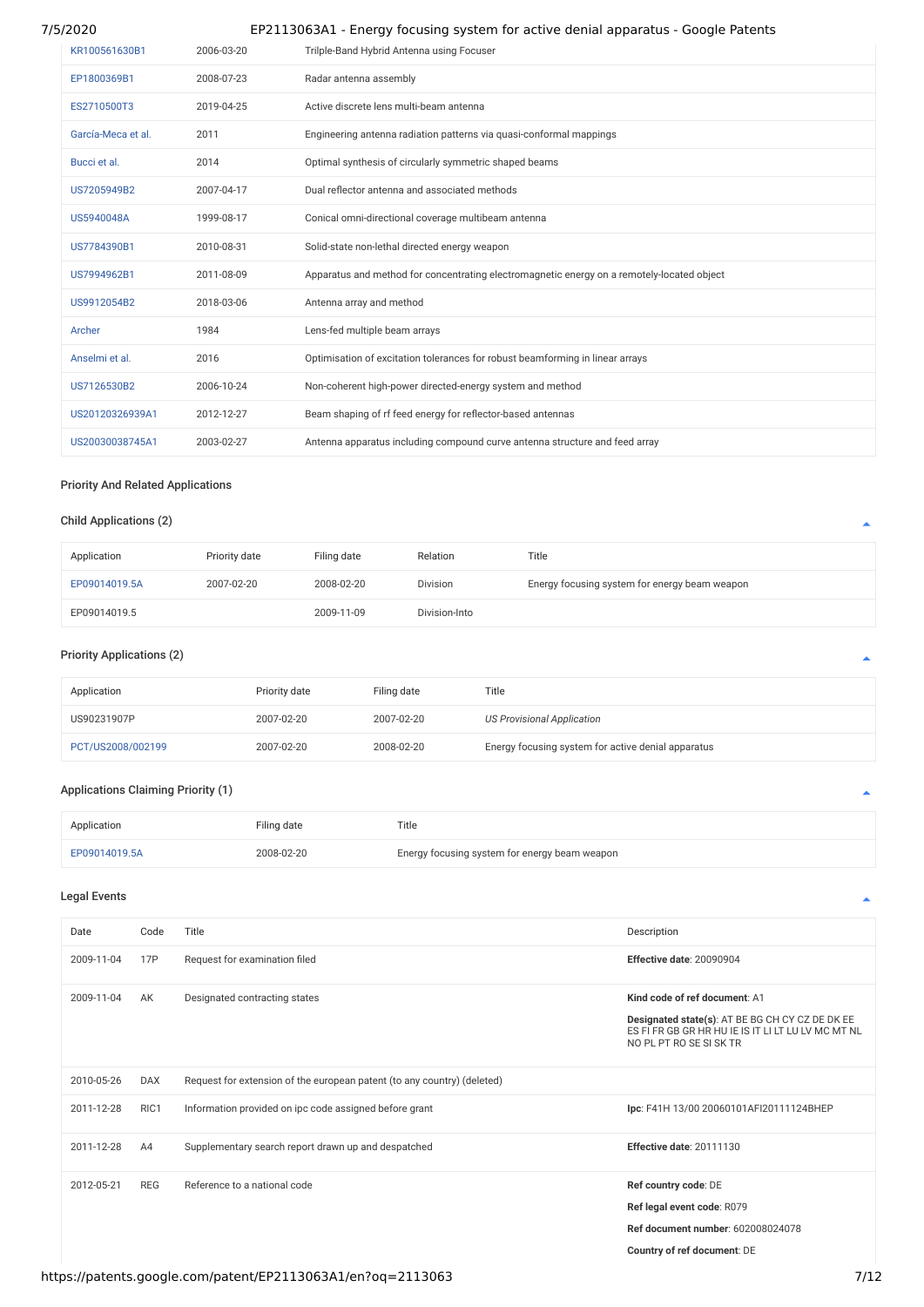| | | |
|---|---|---|
| KR100561630B1 | 2006-03-20 | Trilple-Band Hybrid Antenna using Focuser |
| EP1800369B1 | 2008-07-23 | Radar antenna assembly |
| ES2710500T3 | 2019-04-25 | Active discrete lens multi-beam antenna |
| García-Meca et al. | 2011 | Engineering antenna radiation patterns via quasi-conformal mappings |
| Bucci et al. | 2014 | Optimal synthesis of circularly symmetric shaped beams |
| US7205949B2 | 2007-04-17 | Dual reflector antenna and associated methods |
| US5940048A | 1999-08-17 | Conical omni-directional coverage multibeam antenna |
| US7784390B1 | 2010-08-31 | Solid-state non-lethal directed energy weapon |
| US7994962B1 | 2011-08-09 | Apparatus and method for concentrating electromagnetic energy on a remotely-located object |
| US9912054B2 | 2018-03-06 | Antenna array and method |
| Archer | 1984 | Lens-fed multiple beam arrays |
| Anselmi et al. | 2016 | Optimisation of excitation tolerances for robust beamforming in linear arrays |
| US7126530B2 | 2006-10-24 | Non-coherent high-power directed-energy system and method |
| US20120326939A1 | 2012-12-27 | Beam shaping of rf feed energy for reflector-based antennas |
| US20030038745A1 | 2003-02-27 | Antenna apparatus including compound curve antenna structure and feed array |

## Priority And Related Applications

### Child Applications (2)

| Application | Priority date | Filing date | Relation | Title |
|---|---|---|---|---|
| EP09014019.5A | 2007-02-20 | 2008-02-20 | Division | Energy focusing system for energy beam weapon |
| EP09014019.5 | | 2009-11-09 | Division-Into | |

### Priority Applications (2)

| Application | Priority date | Filing date | Title |
|---|---|---|---|
| US90231907P | 2007-02-20 | 2007-02-20 | *US Provisional Application* |
| PCT/US2008/002199 | 2007-02-20 | 2008-02-20 | Energy focusing system for active denial apparatus |

### Applications Claiming Priority (1)

| Application | Filing date | Title |
|---|---|---|
| EP09014019.5A | 2008-02-20 | Energy focusing system for energy beam weapon |

### Legal Events

| Date | Code | Title | Description |
|---|---|---|---|
| 2009-11-04 | 17P | Request for examination filed | **Effective date**: 20090904 |
| 2009-11-04 | AK | Designated contracting states | **Kind code of ref document**: A1<br>**Designated state(s)**: AT BE BG CH CY CZ DE DK EE ES FI FR GB GR HR HU IE IS IT LI LT LU LV MC MT NL NO PL PT RO SE SI SK TR |
| 2010-05-26 | DAX | Request for extension of the european patent (to any country) (deleted) | |
| 2011-12-28 | RIC1 | Information provided on ipc code assigned before grant | **Ipc**: F41H 13/00 20060101AFI20111124BHEP |
| 2011-12-28 | A4 | Supplementary search report drawn up and despatched | **Effective date**: 20111130 |
| 2012-05-21 | REG | Reference to a national code | **Ref country code**: DE<br>**Ref legal event code**: R079<br>**Ref document number**: 602008024078<br>**Country of ref document**: DE |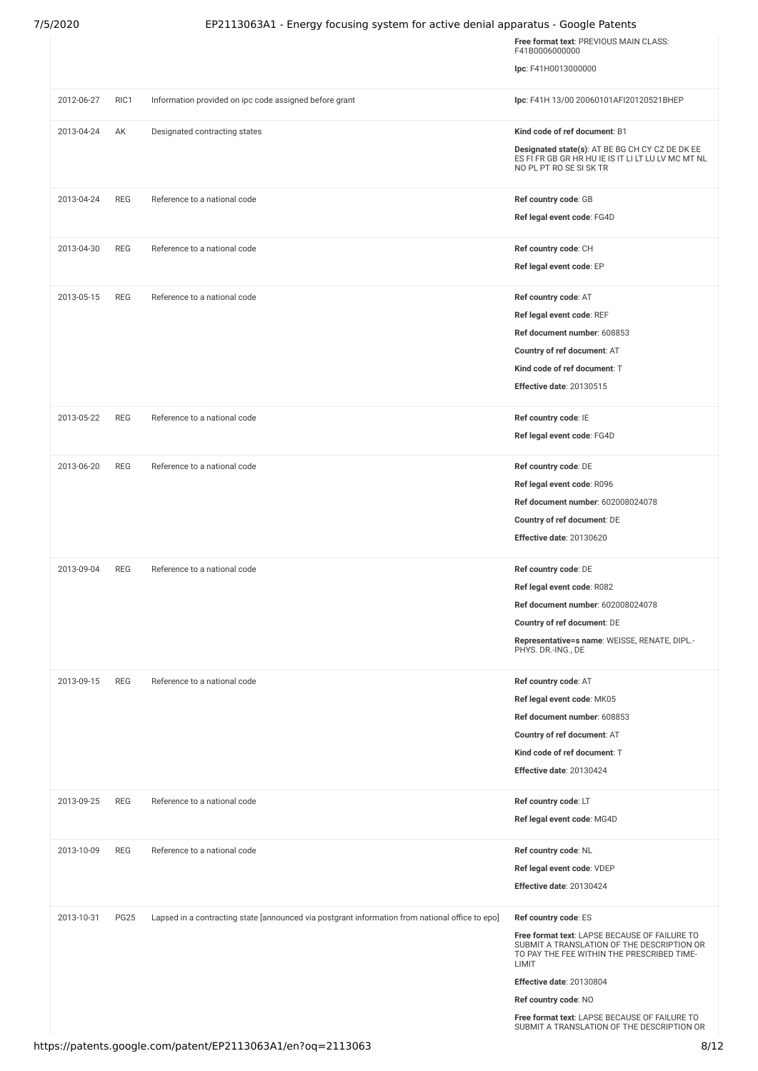| | | | Free format text: PREVIOUS MAIN CLASS: F41B0006000000<br>Ipc: F41H0013000000 |
|---|---|---|---|
| 2012-06-27 | RIC1 | Information provided on ipc code assigned before grant | Ipc: F41H 13/00 20060101AFI20120521BHEP |
| 2013-04-24 | AK | Designated contracting states | Kind code of ref document: B1<br>Designated state(s): AT BE BG CH CY CZ DE DK EE ES FI FR GB GR HR HU IE IS IT LI LT LU LV MC MT NL NO PL PT RO SE SI SK TR |
| 2013-04-24 | REG | Reference to a national code | Ref country code: GB<br>Ref legal event code: FG4D |
| 2013-04-30 | REG | Reference to a national code | Ref country code: CH<br>Ref legal event code: EP |
| 2013-05-15 | REG | Reference to a national code | Ref country code: AT<br>Ref legal event code: REF<br>Ref document number: 608853<br>Country of ref document: AT<br>Kind code of ref document: T<br>Effective date: 20130515 |
| 2013-05-22 | REG | Reference to a national code | Ref country code: IE<br>Ref legal event code: FG4D |
| 2013-06-20 | REG | Reference to a national code | Ref country code: DE<br>Ref legal event code: R096<br>Ref document number: 602008024078<br>Country of ref document: DE<br>Effective date: 20130620 |
| 2013-09-04 | REG | Reference to a national code | Ref country code: DE<br>Ref legal event code: R082<br>Ref document number: 602008024078<br>Country of ref document: DE<br>Representative=s name: WEISSE, RENATE, DIPL.-PHYS. DR.-ING., DE |
| 2013-09-15 | REG | Reference to a national code | Ref country code: AT<br>Ref legal event code: MK05<br>Ref document number: 608853<br>Country of ref document: AT<br>Kind code of ref document: T<br>Effective date: 20130424 |
| 2013-09-25 | REG | Reference to a national code | Ref country code: LT<br>Ref legal event code: MG4D |
| 2013-10-09 | REG | Reference to a national code | Ref country code: NL<br>Ref legal event code: VDEP<br>Effective date: 20130424 |
| 2013-10-31 | PG25 | Lapsed in a contracting state [announced via postgrant information from national office to epo] | Ref country code: ES<br>Free format text: LAPSE BECAUSE OF FAILURE TO SUBMIT A TRANSLATION OF THE DESCRIPTION OR TO PAY THE FEE WITHIN THE PRESCRIBED TIME-LIMIT<br>Effective date: 20130804<br>Ref country code: NO<br>Free format text: LAPSE BECAUSE OF FAILURE TO SUBMIT A TRANSLATION OF THE DESCRIPTION OR |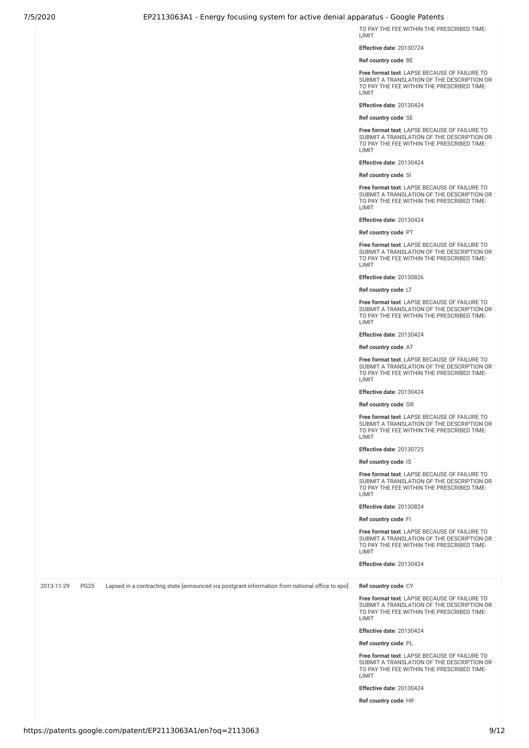TO PAY THE FEE WITHIN THE PRESCRIBED TIME-LIMIT

**Effective date**: 20130724

**Ref country code**: BE

**Free format text**: LAPSE BECAUSE OF FAILURE TO SUBMIT A TRANSLATION OF THE DESCRIPTION OR TO PAY THE FEE WITHIN THE PRESCRIBED TIME-LIMIT

**Effective date**: 20130424

**Ref country code**: SE

**Free format text**: LAPSE BECAUSE OF FAILURE TO SUBMIT A TRANSLATION OF THE DESCRIPTION OR TO PAY THE FEE WITHIN THE PRESCRIBED TIME-LIMIT

**Effective date**: 20130424

**Ref country code**: SI

**Free format text**: LAPSE BECAUSE OF FAILURE TO SUBMIT A TRANSLATION OF THE DESCRIPTION OR TO PAY THE FEE WITHIN THE PRESCRIBED TIME-LIMIT

**Effective date**: 20130424

**Ref country code**: PT

**Free format text**: LAPSE BECAUSE OF FAILURE TO SUBMIT A TRANSLATION OF THE DESCRIPTION OR TO PAY THE FEE WITHIN THE PRESCRIBED TIME-LIMIT

**Effective date**: 20130826

**Ref country code**: LT

**Free format text**: LAPSE BECAUSE OF FAILURE TO SUBMIT A TRANSLATION OF THE DESCRIPTION OR TO PAY THE FEE WITHIN THE PRESCRIBED TIME-LIMIT

**Effective date**: 20130424

**Ref country code**: AT

**Free format text**: LAPSE BECAUSE OF FAILURE TO SUBMIT A TRANSLATION OF THE DESCRIPTION OR TO PAY THE FEE WITHIN THE PRESCRIBED TIME-LIMIT

**Effective date**: 20130424

**Ref country code**: GR

**Free format text**: LAPSE BECAUSE OF FAILURE TO SUBMIT A TRANSLATION OF THE DESCRIPTION OR TO PAY THE FEE WITHIN THE PRESCRIBED TIME-LIMIT

**Effective date**: 20130725

**Ref country code**: IS

**Free format text**: LAPSE BECAUSE OF FAILURE TO SUBMIT A TRANSLATION OF THE DESCRIPTION OR TO PAY THE FEE WITHIN THE PRESCRIBED TIME-LIMIT

**Effective date**: 20130824

**Ref country code**: FI

**Free format text**: LAPSE BECAUSE OF FAILURE TO SUBMIT A TRANSLATION OF THE DESCRIPTION OR TO PAY THE FEE WITHIN THE PRESCRIBED TIME-LIMIT

**Effective date**: 20130424

| | | | |
|---|---|---|---|
| 2013-11-29 | PG25 | Lapsed in a contracting state [announced via postgrant information from national office to epo] | **Ref country code**: CY<br>**Free format text**: LAPSE BECAUSE OF FAILURE TO SUBMIT A TRANSLATION OF THE DESCRIPTION OR TO PAY THE FEE WITHIN THE PRESCRIBED TIME-LIMIT<br>**Effective date**: 20130424<br>**Ref country code**: PL<br>**Free format text**: LAPSE BECAUSE OF FAILURE TO SUBMIT A TRANSLATION OF THE DESCRIPTION OR TO PAY THE FEE WITHIN THE PRESCRIBED TIME-LIMIT<br>**Effective date**: 20130424<br>**Ref country code**: HR |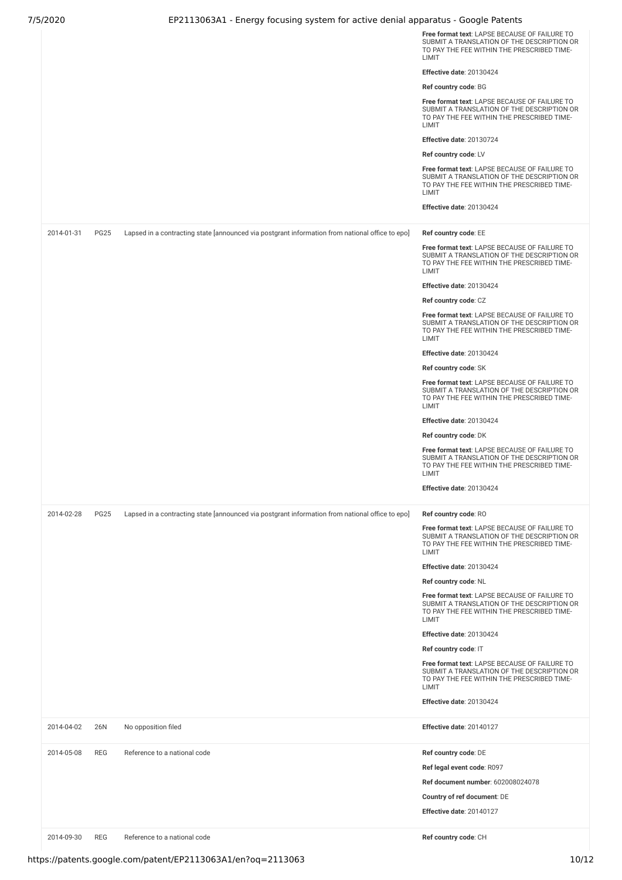| | | | |
|---|---|---|---|
| | | | **Free format text**: LAPSE BECAUSE OF FAILURE TO SUBMIT A TRANSLATION OF THE DESCRIPTION OR TO PAY THE FEE WITHIN THE PRESCRIBED TIME-LIMIT<br>**Effective date**: 20130424<br>**Ref country code**: BG<br>**Free format text**: LAPSE BECAUSE OF FAILURE TO SUBMIT A TRANSLATION OF THE DESCRIPTION OR TO PAY THE FEE WITHIN THE PRESCRIBED TIME-LIMIT<br>**Effective date**: 20130724<br>**Ref country code**: LV<br>**Free format text**: LAPSE BECAUSE OF FAILURE TO SUBMIT A TRANSLATION OF THE DESCRIPTION OR TO PAY THE FEE WITHIN THE PRESCRIBED TIME-LIMIT<br>**Effective date**: 20130424 |
| 2014-01-31 | PG25 | Lapsed in a contracting state [announced via postgrant information from national office to epo] | **Ref country code**: EE<br>**Free format text**: LAPSE BECAUSE OF FAILURE TO SUBMIT A TRANSLATION OF THE DESCRIPTION OR TO PAY THE FEE WITHIN THE PRESCRIBED TIME-LIMIT<br>**Effective date**: 20130424<br>**Ref country code**: CZ<br>**Free format text**: LAPSE BECAUSE OF FAILURE TO SUBMIT A TRANSLATION OF THE DESCRIPTION OR TO PAY THE FEE WITHIN THE PRESCRIBED TIME-LIMIT<br>**Effective date**: 20130424<br>**Ref country code**: SK<br>**Free format text**: LAPSE BECAUSE OF FAILURE TO SUBMIT A TRANSLATION OF THE DESCRIPTION OR TO PAY THE FEE WITHIN THE PRESCRIBED TIME-LIMIT<br>**Effective date**: 20130424<br>**Ref country code**: DK<br>**Free format text**: LAPSE BECAUSE OF FAILURE TO SUBMIT A TRANSLATION OF THE DESCRIPTION OR TO PAY THE FEE WITHIN THE PRESCRIBED TIME-LIMIT<br>**Effective date**: 20130424 |
| 2014-02-28 | PG25 | Lapsed in a contracting state [announced via postgrant information from national office to epo] | **Ref country code**: RO<br>**Free format text**: LAPSE BECAUSE OF FAILURE TO SUBMIT A TRANSLATION OF THE DESCRIPTION OR TO PAY THE FEE WITHIN THE PRESCRIBED TIME-LIMIT<br>**Effective date**: 20130424<br>**Ref country code**: NL<br>**Free format text**: LAPSE BECAUSE OF FAILURE TO SUBMIT A TRANSLATION OF THE DESCRIPTION OR TO PAY THE FEE WITHIN THE PRESCRIBED TIME-LIMIT<br>**Effective date**: 20130424<br>**Ref country code**: IT<br>**Free format text**: LAPSE BECAUSE OF FAILURE TO SUBMIT A TRANSLATION OF THE DESCRIPTION OR TO PAY THE FEE WITHIN THE PRESCRIBED TIME-LIMIT<br>**Effective date**: 20130424 |
| 2014-04-02 | 26N | No opposition filed | **Effective date**: 20140127 |
| 2014-05-08 | REG | Reference to a national code | **Ref country code**: DE<br>**Ref legal event code**: R097<br>**Ref document number**: 602008024078<br>**Country of ref document**: DE<br>**Effective date**: 20140127 |
| 2014-09-30 | REG | Reference to a national code | **Ref country code**: CH |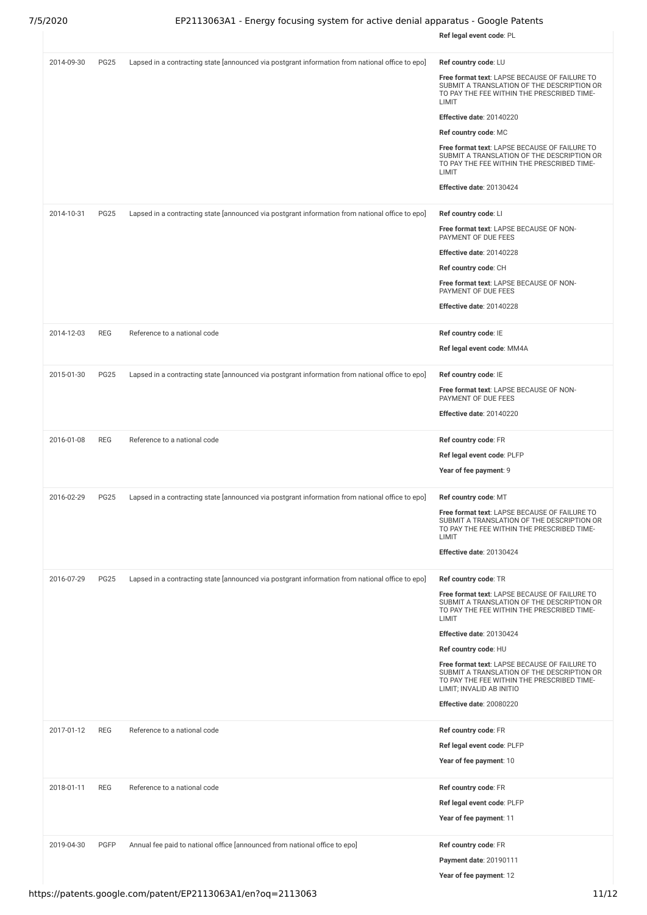| | | | Ref legal event code: PL |
|---|---|---|---|
| 2014-09-30 | PG25 | Lapsed in a contracting state [announced via postgrant information from national office to epo] | **Ref country code**: LU<br>**Free format text**: LAPSE BECAUSE OF FAILURE TO SUBMIT A TRANSLATION OF THE DESCRIPTION OR TO PAY THE FEE WITHIN THE PRESCRIBED TIME-LIMIT<br>**Effective date**: 20140220<br>**Ref country code**: MC<br>**Free format text**: LAPSE BECAUSE OF FAILURE TO SUBMIT A TRANSLATION OF THE DESCRIPTION OR TO PAY THE FEE WITHIN THE PRESCRIBED TIME-LIMIT<br>**Effective date**: 20130424 |
| 2014-10-31 | PG25 | Lapsed in a contracting state [announced via postgrant information from national office to epo] | **Ref country code**: LI<br>**Free format text**: LAPSE BECAUSE OF NON-PAYMENT OF DUE FEES<br>**Effective date**: 20140228<br>**Ref country code**: CH<br>**Free format text**: LAPSE BECAUSE OF NON-PAYMENT OF DUE FEES<br>**Effective date**: 20140228 |
| 2014-12-03 | REG | Reference to a national code | **Ref country code**: IE<br>**Ref legal event code**: MM4A |
| 2015-01-30 | PG25 | Lapsed in a contracting state [announced via postgrant information from national office to epo] | **Ref country code**: IE<br>**Free format text**: LAPSE BECAUSE OF NON-PAYMENT OF DUE FEES<br>**Effective date**: 20140220 |
| 2016-01-08 | REG | Reference to a national code | **Ref country code**: FR<br>**Ref legal event code**: PLFP<br>**Year of fee payment**: 9 |
| 2016-02-29 | PG25 | Lapsed in a contracting state [announced via postgrant information from national office to epo] | **Ref country code**: MT<br>**Free format text**: LAPSE BECAUSE OF FAILURE TO SUBMIT A TRANSLATION OF THE DESCRIPTION OR TO PAY THE FEE WITHIN THE PRESCRIBED TIME-LIMIT<br>**Effective date**: 20130424 |
| 2016-07-29 | PG25 | Lapsed in a contracting state [announced via postgrant information from national office to epo] | **Ref country code**: TR<br>**Free format text**: LAPSE BECAUSE OF FAILURE TO SUBMIT A TRANSLATION OF THE DESCRIPTION OR TO PAY THE FEE WITHIN THE PRESCRIBED TIME-LIMIT<br>**Effective date**: 20130424<br>**Ref country code**: HU<br>**Free format text**: LAPSE BECAUSE OF FAILURE TO SUBMIT A TRANSLATION OF THE DESCRIPTION OR TO PAY THE FEE WITHIN THE PRESCRIBED TIME-LIMIT; INVALID AB INITIO<br>**Effective date**: 20080220 |
| 2017-01-12 | REG | Reference to a national code | **Ref country code**: FR<br>**Ref legal event code**: PLFP<br>**Year of fee payment**: 10 |
| 2018-01-11 | REG | Reference to a national code | **Ref country code**: FR<br>**Ref legal event code**: PLFP<br>**Year of fee payment**: 11 |
| 2019-04-30 | PGFP | Annual fee paid to national office [announced from national office to epo] | **Ref country code**: FR<br>**Payment date**: 20190111<br>**Year of fee payment**: 12 |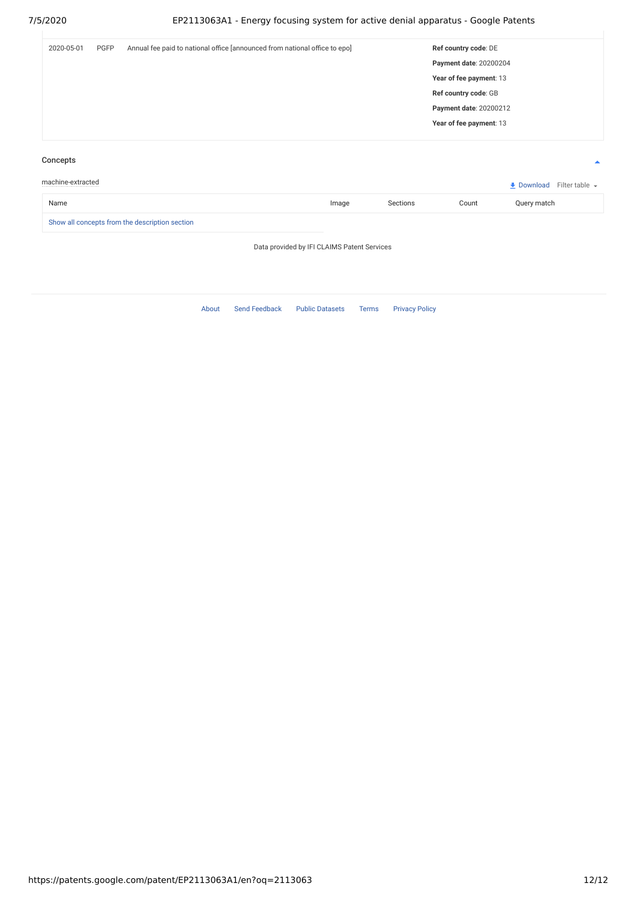| | | | |
|---|---|---|---|
| 2020-05-01 | PGFP | Annual fee paid to national office [announced from national office to epo] | **Ref country code**: DE<br>**Payment date**: 20200204<br>**Year of fee payment**: 13<br>**Ref country code**: GB<br>**Payment date**: 20200212<br>**Year of fee payment**: 13 |

## Concepts

machine-extracted

Download Filter table

| Name | Image | Sections | Count | Query match |
|---|---|---|---|---|
| Show all concepts from the description section | | | | |

Data provided by IFI CLAIMS Patent Services

About Send Feedback Public Datasets Terms Privacy Policy